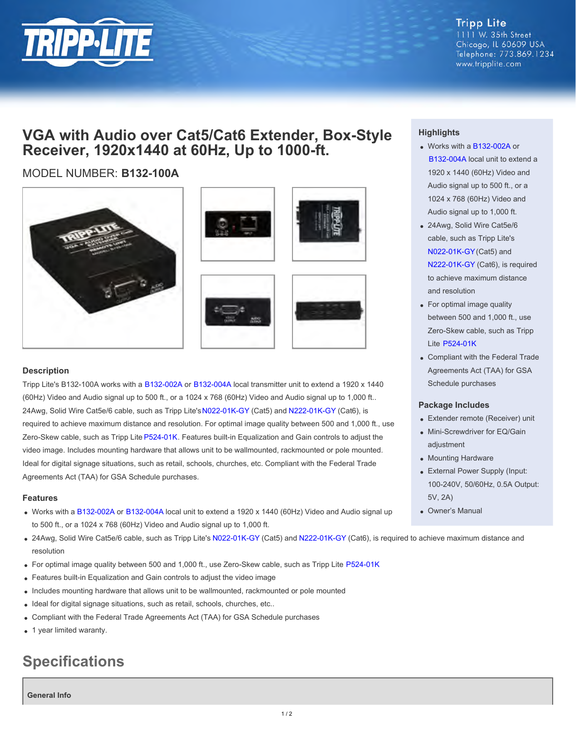Tripp Lite
1111 W. 35th Street
Chicago, IL 60609 USA
Telephone: 773.869.1234
www.tripplite.com

# VGA with Audio over Cat5/Cat6 Extender, Box-Style Receiver, 1920x1440 at 60Hz, Up to 1000-ft.

MODEL NUMBER: **B132-100A**

### Highlights

- Works with a B132-002A or B132-004A local unit to extend a 1920 x 1440 (60Hz) Video and Audio signal up to 500 ft., or a 1024 x 768 (60Hz) Video and Audio signal up to 1,000 ft.
- 24Awg, Solid Wire Cat5e/6 cable, such as Tripp Lite's N022-01K-GY (Cat5) and N222-01K-GY (Cat6), is required to achieve maximum distance and resolution
- For optimal image quality between 500 and 1,000 ft., use Zero-Skew cable, such as Tripp Lite P524-01K
- Compliant with the Federal Trade Agreements Act (TAA) for GSA Schedule purchases

### Package Includes

- Extender remote (Receiver) unit
- Mini-Screwdriver for EQ/Gain adjustment
- Mounting Hardware
- External Power Supply (Input: 100-240V, 50/60Hz, 0.5A Output: 5V, 2A)
- Owner's Manual

### Description

Tripp Lite's B132-100A works with a B132-002A or B132-004A local transmitter unit to extend a 1920 x 1440 (60Hz) Video and Audio signal up to 500 ft., or a 1024 x 768 (60Hz) Video and Audio signal up to 1,000 ft.. 24Awg, Solid Wire Cat5e/6 cable, such as Tripp Lite's N022-01K-GY (Cat5) and N222-01K-GY (Cat6), is required to achieve maximum distance and resolution. For optimal image quality between 500 and 1,000 ft., use Zero-Skew cable, such as Tripp Lite P524-01K. Features built-in Equalization and Gain controls to adjust the video image. Includes mounting hardware that allows unit to be wallmounted, rackmounted or pole mounted. Ideal for digital signage situations, such as retail, schools, churches, etc. Compliant with the Federal Trade Agreements Act (TAA) for GSA Schedule purchases.

### Features

- Works with a B132-002A or B132-004A local unit to extend a 1920 x 1440 (60Hz) Video and Audio signal up to 500 ft., or a 1024 x 768 (60Hz) Video and Audio signal up to 1,000 ft.
- 24Awg, Solid Wire Cat5e/6 cable, such as Tripp Lite's N022-01K-GY (Cat5) and N222-01K-GY (Cat6), is required to achieve maximum distance and resolution
- For optimal image quality between 500 and 1,000 ft., use Zero-Skew cable, such as Tripp Lite P524-01K
- Features built-in Equalization and Gain controls to adjust the video image
- Includes mounting hardware that allows unit to be wallmounted, rackmounted or pole mounted
- Ideal for digital signage situations, such as retail, schools, churches, etc..
- Compliant with the Federal Trade Agreements Act (TAA) for GSA Schedule purchases
- 1 year limited warranty.

## Specifications

**General Info**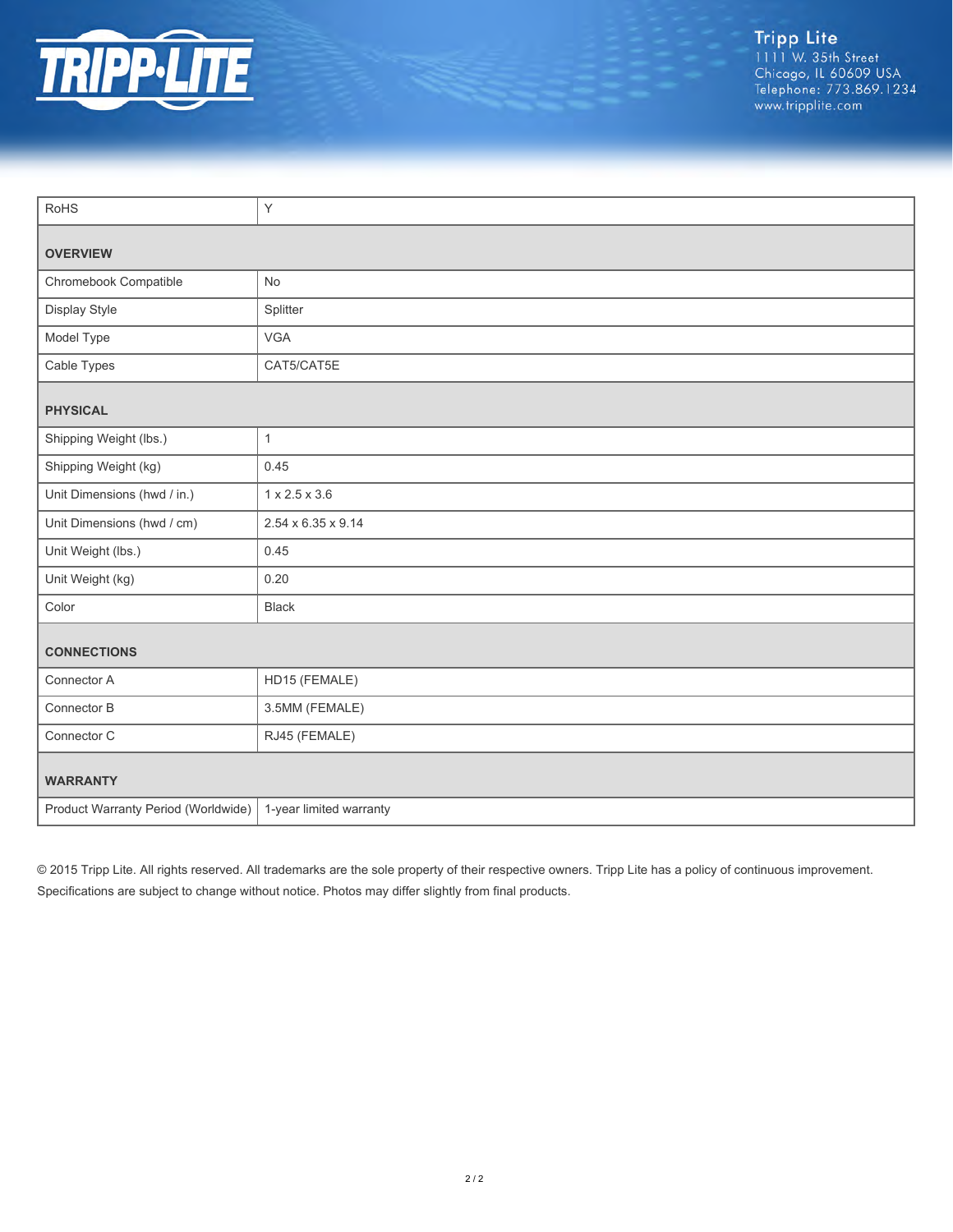| | |
|---|---|
| RoHS | Y |
| **OVERVIEW** | |
| Chromebook Compatible | No |
| Display Style | Splitter |
| Model Type | VGA |
| Cable Types | CAT5/CAT5E |
| **PHYSICAL** | |
| Shipping Weight (lbs.) | 1 |
| Shipping Weight (kg) | 0.45 |
| Unit Dimensions (hwd / in.) | 1 x 2.5 x 3.6 |
| Unit Dimensions (hwd / cm) | 2.54 x 6.35 x 9.14 |
| Unit Weight (lbs.) | 0.45 |
| Unit Weight (kg) | 0.20 |
| Color | Black |
| **CONNECTIONS** | |
| Connector A | HD15 (FEMALE) |
| Connector B | 3.5MM (FEMALE) |
| Connector C | RJ45 (FEMALE) |
| **WARRANTY** | |
| Product Warranty Period (Worldwide) | 1-year limited warranty |

© 2015 Tripp Lite. All rights reserved. All trademarks are the sole property of their respective owners. Tripp Lite has a policy of continuous improvement. Specifications are subject to change without notice. Photos may differ slightly from final products.